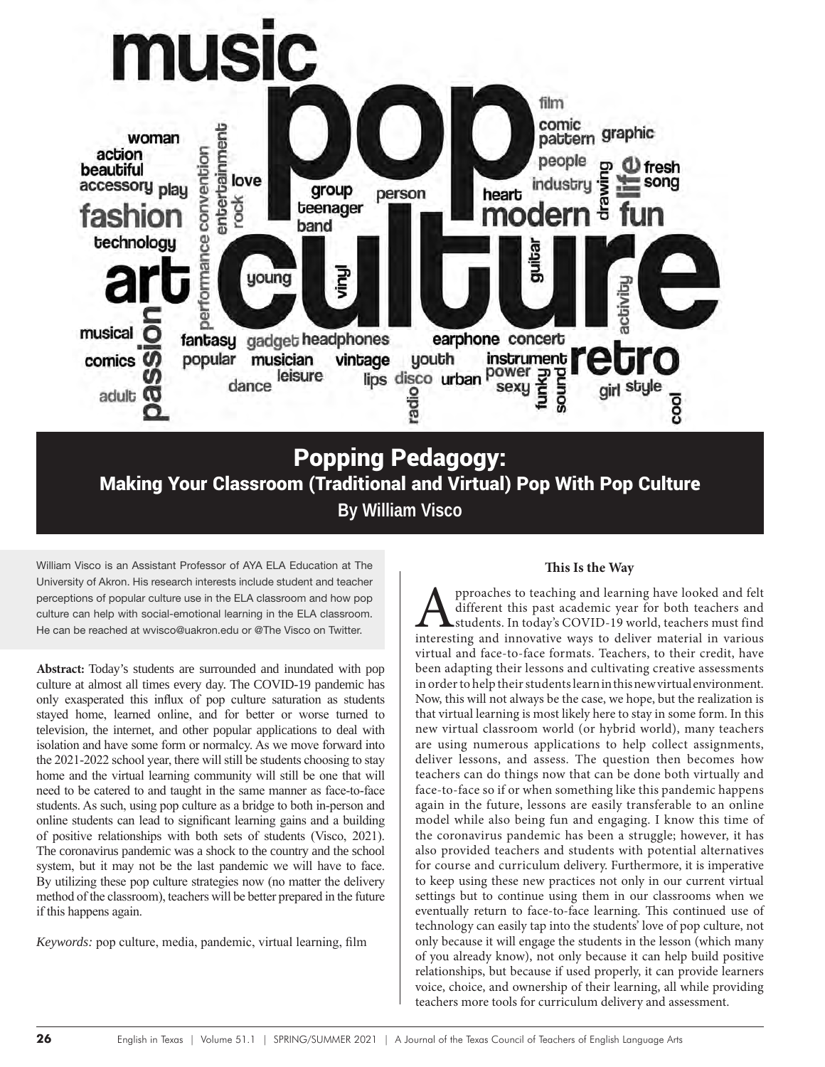# Popping Pedagogy:

## Making Your Classroom (Traditional and Virtual) Pop With Pop Culture

**By William Visco**

William Visco is an Assistant Professor of AYA ELA Education at The University of Akron. His research interests include student and teacher perceptions of popular culture use in the ELA classroom and how pop culture can help with social-emotional learning in the ELA classroom. He can be reached at wvisco@uakron.edu or @The Visco on Twitter.

**Abstract:** Today's students are surrounded and inundated with pop culture at almost all times every day. The COVID-19 pandemic has only exasperated this influx of pop culture saturation as students stayed home, learned online, and for better or worse turned to television, the internet, and other popular applications to deal with isolation and have some form or normalcy. As we move forward into the 2021-2022 school year, there will still be students choosing to stay home and the virtual learning community will still be one that will need to be catered to and taught in the same manner as face-to-face students. As such, using pop culture as a bridge to both in-person and online students can lead to significant learning gains and a building of positive relationships with both sets of students (Visco, 2021). The coronavirus pandemic was a shock to the country and the school system, but it may not be the last pandemic we will have to face. By utilizing these pop culture strategies now (no matter the delivery method of the classroom), teachers will be better prepared in the future if this happens again.

*Keywords:* pop culture, media, pandemic, virtual learning, film

### This Is the Way

Approaches to teaching and learning have looked and felt different this past academic year for both teachers and students. In today's COVID-19 world, teachers must find interesting and innovative ways to deliver material in various virtual and face-to-face formats. Teachers, to their credit, have been adapting their lessons and cultivating creative assessments in order to help their students learn in this new virtual environment. Now, this will not always be the case, we hope, but the realization is that virtual learning is most likely here to stay in some form. In this new virtual classroom world (or hybrid world), many teachers are using numerous applications to help collect assignments, deliver lessons, and assess. The question then becomes how teachers can do things now that can be done both virtually and face-to-face so if or when something like this pandemic happens again in the future, lessons are easily transferable to an online model while also being fun and engaging. I know this time of the coronavirus pandemic has been a struggle; however, it has also provided teachers and students with potential alternatives for course and curriculum delivery. Furthermore, it is imperative to keep using these new practices not only in our current virtual settings but to continue using them in our classrooms when we eventually return to face-to-face learning. This continued use of technology can easily tap into the students' love of pop culture, not only because it will engage the students in the lesson (which many of you already know), not only because it can help build positive relationships, but because if used properly, it can provide learners voice, choice, and ownership of their learning, all while providing teachers more tools for curriculum delivery and assessment.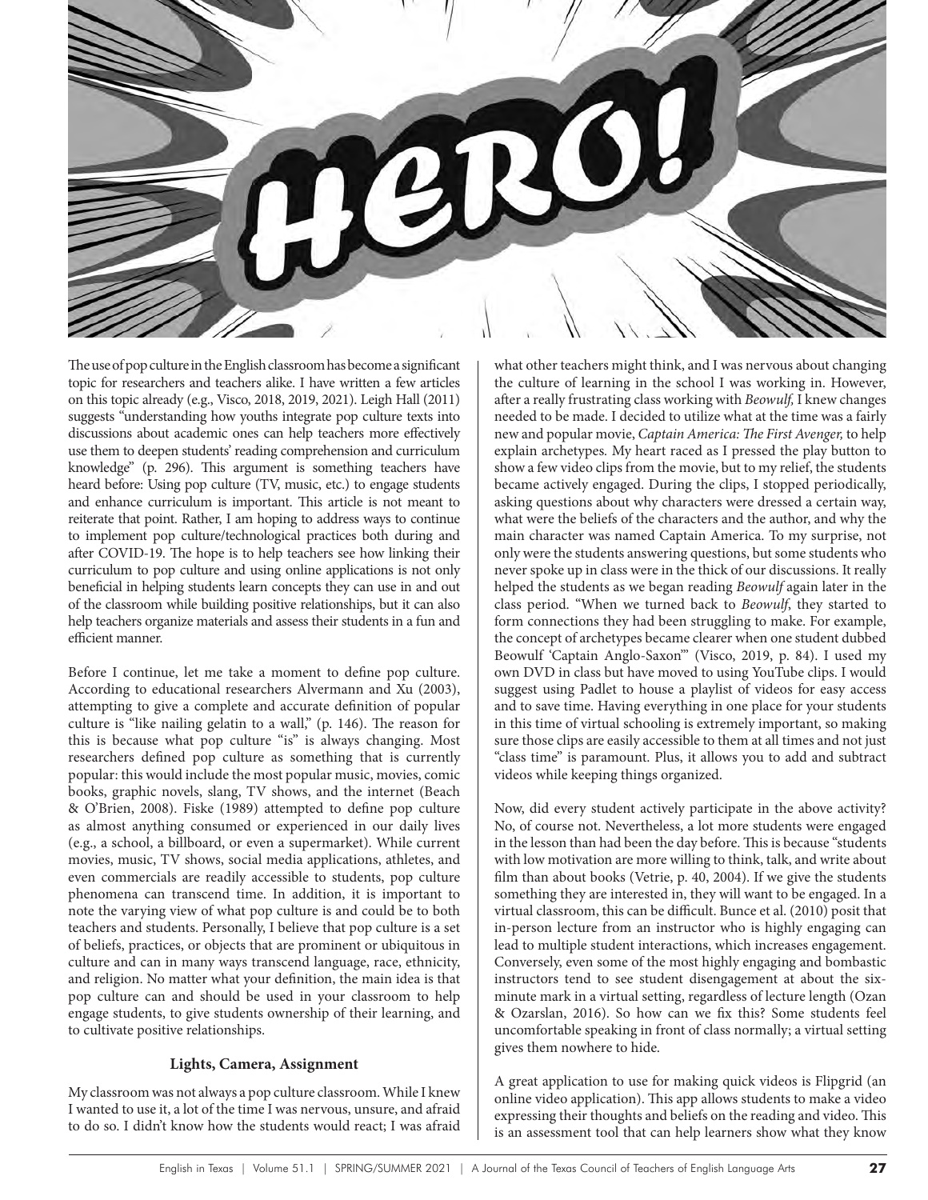The use of pop culture in the English classroom has become a significant topic for researchers and teachers alike. I have written a few articles on this topic already (e.g., Visco, 2018, 2019, 2021). Leigh Hall (2011) suggests "understanding how youths integrate pop culture texts into discussions about academic ones can help teachers more effectively use them to deepen students' reading comprehension and curriculum knowledge" (p. 296). This argument is something teachers have heard before: Using pop culture (TV, music, etc.) to engage students and enhance curriculum is important. This article is not meant to reiterate that point. Rather, I am hoping to address ways to continue to implement pop culture/technological practices both during and after COVID-19. The hope is to help teachers see how linking their curriculum to pop culture and using online applications is not only beneficial in helping students learn concepts they can use in and out of the classroom while building positive relationships, but it can also help teachers organize materials and assess their students in a fun and efficient manner.

Before I continue, let me take a moment to define pop culture. According to educational researchers Alvermann and Xu (2003), attempting to give a complete and accurate definition of popular culture is "like nailing gelatin to a wall," (p. 146). The reason for this is because what pop culture "is" is always changing. Most researchers defined pop culture as something that is currently popular: this would include the most popular music, movies, comic books, graphic novels, slang, TV shows, and the internet (Beach & O'Brien, 2008). Fiske (1989) attempted to define pop culture as almost anything consumed or experienced in our daily lives (e.g., a school, a billboard, or even a supermarket). While current movies, music, TV shows, social media applications, athletes, and even commercials are readily accessible to students, pop culture phenomena can transcend time. In addition, it is important to note the varying view of what pop culture is and could be to both teachers and students. Personally, I believe that pop culture is a set of beliefs, practices, or objects that are prominent or ubiquitous in culture and can in many ways transcend language, race, ethnicity, and religion. No matter what your definition, the main idea is that pop culture can and should be used in your classroom to help engage students, to give students ownership of their learning, and to cultivate positive relationships.

## Lights, Camera, Assignment

My classroom was not always a pop culture classroom. While I knew I wanted to use it, a lot of the time I was nervous, unsure, and afraid to do so. I didn't know how the students would react; I was afraid what other teachers might think, and I was nervous about changing the culture of learning in the school I was working in. However, after a really frustrating class working with *Beowulf*, I knew changes needed to be made. I decided to utilize what at the time was a fairly new and popular movie, *Captain America: The First Avenger,* to help explain archetypes. My heart raced as I pressed the play button to show a few video clips from the movie, but to my relief, the students became actively engaged. During the clips, I stopped periodically, asking questions about why characters were dressed a certain way, what were the beliefs of the characters and the author, and why the main character was named Captain America. To my surprise, not only were the students answering questions, but some students who never spoke up in class were in the thick of our discussions. It really helped the students as we began reading *Beowulf* again later in the class period. "When we turned back to *Beowulf*, they started to form connections they had been struggling to make. For example, the concept of archetypes became clearer when one student dubbed Beowulf 'Captain Anglo-Saxon'" (Visco, 2019, p. 84). I used my own DVD in class but have moved to using YouTube clips. I would suggest using Padlet to house a playlist of videos for easy access and to save time. Having everything in one place for your students in this time of virtual schooling is extremely important, so making sure those clips are easily accessible to them at all times and not just "class time" is paramount. Plus, it allows you to add and subtract videos while keeping things organized.

Now, did every student actively participate in the above activity? No, of course not. Nevertheless, a lot more students were engaged in the lesson than had been the day before. This is because "students with low motivation are more willing to think, talk, and write about film than about books (Vetrie, p. 40, 2004). If we give the students something they are interested in, they will want to be engaged. In a virtual classroom, this can be difficult. Bunce et al. (2010) posit that in-person lecture from an instructor who is highly engaging can lead to multiple student interactions, which increases engagement. Conversely, even some of the most highly engaging and bombastic instructors tend to see student disengagement at about the six-minute mark in a virtual setting, regardless of lecture length (Ozan & Ozarslan, 2016). So how can we fix this? Some students feel uncomfortable speaking in front of class normally; a virtual setting gives them nowhere to hide.

A great application to use for making quick videos is Flipgrid (an online video application). This app allows students to make a video expressing their thoughts and beliefs on the reading and video. This is an assessment tool that can help learners show what they know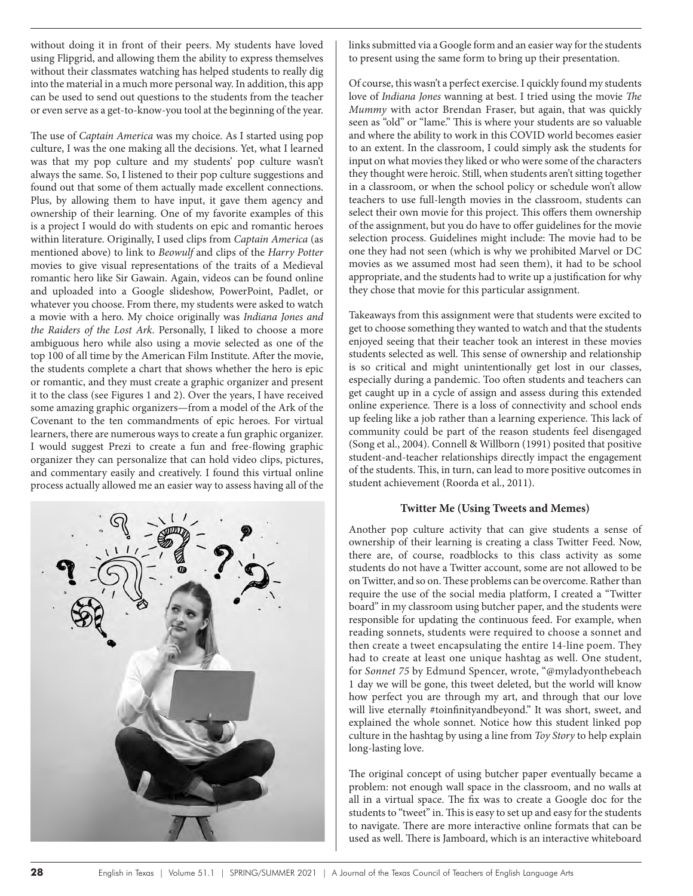without doing it in front of their peers. My students have loved using Flipgrid, and allowing them the ability to express themselves without their classmates watching has helped students to really dig into the material in a much more personal way. In addition, this app can be used to send out questions to the students from the teacher or even serve as a get-to-know-you tool at the beginning of the year.

The use of *Captain America* was my choice. As I started using pop culture, I was the one making all the decisions. Yet, what I learned was that my pop culture and my students' pop culture wasn't always the same. So, I listened to their pop culture suggestions and found out that some of them actually made excellent connections. Plus, by allowing them to have input, it gave them agency and ownership of their learning. One of my favorite examples of this is a project I would do with students on epic and romantic heroes within literature. Originally, I used clips from *Captain America* (as mentioned above) to link to *Beowulf* and clips of the *Harry Potter* movies to give visual representations of the traits of a Medieval romantic hero like Sir Gawain. Again, videos can be found online and uploaded into a Google slideshow, PowerPoint, Padlet, or whatever you choose. From there, my students were asked to watch a movie with a hero. My choice originally was *Indiana Jones and the Raiders of the Lost Ark*. Personally, I liked to choose a more ambiguous hero while also using a movie selected as one of the top 100 of all time by the American Film Institute. After the movie, the students complete a chart that shows whether the hero is epic or romantic, and they must create a graphic organizer and present it to the class (see Figures 1 and 2). Over the years, I have received some amazing graphic organizers—from a model of the Ark of the Covenant to the ten commandments of epic heroes. For virtual learners, there are numerous ways to create a fun graphic organizer. I would suggest Prezi to create a fun and free-flowing graphic organizer they can personalize that can hold video clips, pictures, and commentary easily and creatively. I found this virtual online process actually allowed me an easier way to assess having all of the links submitted via a Google form and an easier way for the students to present using the same form to bring up their presentation.

Of course, this wasn't a perfect exercise. I quickly found my students love of *Indiana Jones* wanning at best. I tried using the movie *The Mummy* with actor Brendan Fraser, but again, that was quickly seen as "old" or "lame." This is where your students are so valuable and where the ability to work in this COVID world becomes easier to an extent. In the classroom, I could simply ask the students for input on what movies they liked or who were some of the characters they thought were heroic. Still, when students aren't sitting together in a classroom, or when the school policy or schedule won't allow teachers to use full-length movies in the classroom, students can select their own movie for this project. This offers them ownership of the assignment, but you do have to offer guidelines for the movie selection process. Guidelines might include: The movie had to be one they had not seen (which is why we prohibited Marvel or DC movies as we assumed most had seen them), it had to be school appropriate, and the students had to write up a justification for why they chose that movie for this particular assignment.

Takeaways from this assignment were that students were excited to get to choose something they wanted to watch and that the students enjoyed seeing that their teacher took an interest in these movies students selected as well. This sense of ownership and relationship is so critical and might unintentionally get lost in our classes, especially during a pandemic. Too often students and teachers can get caught up in a cycle of assign and assess during this extended online experience. There is a loss of connectivity and school ends up feeling like a job rather than a learning experience. This lack of community could be part of the reason students feel disengaged (Song et al., 2004). Connell & Willborn (1991) posited that positive student-and-teacher relationships directly impact the engagement of the students. This, in turn, can lead to more positive outcomes in student achievement (Roorda et al., 2011).

### Twitter Me (Using Tweets and Memes)

Another pop culture activity that can give students a sense of ownership of their learning is creating a class Twitter Feed. Now, there are, of course, roadblocks to this class activity as some students do not have a Twitter account, some are not allowed to be on Twitter, and so on. These problems can be overcome. Rather than require the use of the social media platform, I created a "Twitter board" in my classroom using butcher paper, and the students were responsible for updating the continuous feed. For example, when reading sonnets, students were required to choose a sonnet and then create a tweet encapsulating the entire 14-line poem. They had to create at least one unique hashtag as well. One student, for *Sonnet 75* by Edmund Spencer, wrote, "@myladyonthebeach 1 day we will be gone, this tweet deleted, but the world will know how perfect you are through my art, and through that our love will live eternally #toinfinityandbeyond." It was short, sweet, and explained the whole sonnet. Notice how this student linked pop culture in the hashtag by using a line from *Toy Story* to help explain long-lasting love.

The original concept of using butcher paper eventually became a problem: not enough wall space in the classroom, and no walls at all in a virtual space. The fix was to create a Google doc for the students to "tweet" in. This is easy to set up and easy for the students to navigate. There are more interactive online formats that can be used as well. There is Jamboard, which is an interactive whiteboard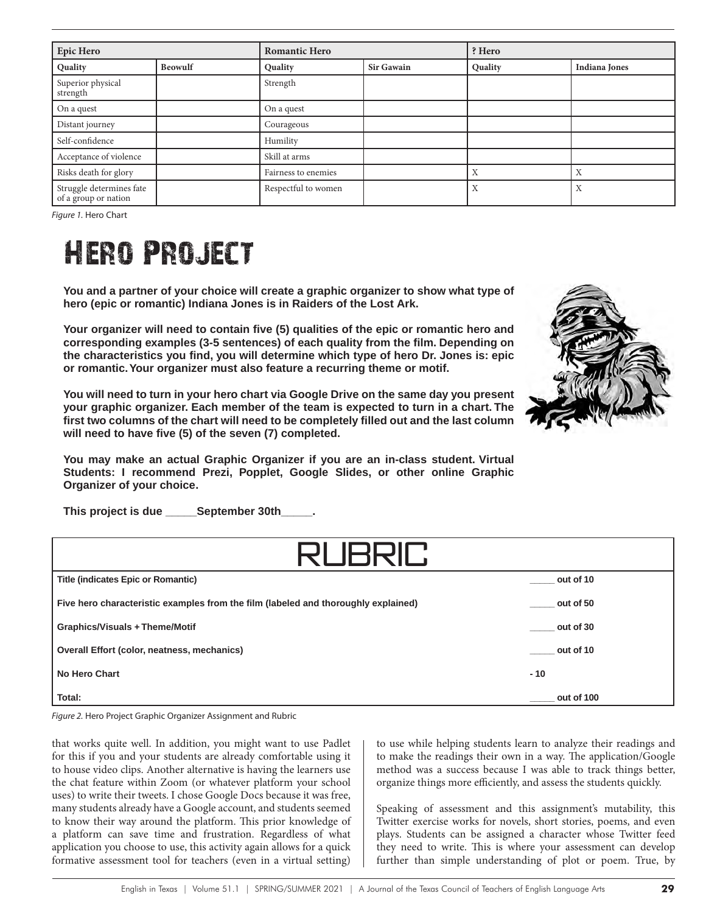| Epic Hero | | Romantic Hero | | ? Hero | |
|---|---|---|---|---|---|
| **Quality** | **Beowulf** | **Quality** | **Sir Gawain** | **Quality** | **Indiana Jones** |
| Superior physical strength | | Strength | | | |
| On a quest | | On a quest | | | |
| Distant journey | | Courageous | | | |
| Self-confidence | | Humility | | | |
| Acceptance of violence | | Skill at arms | | | |
| Risks death for glory | | Fairness to enemies | | X | X |
| Struggle determines fate of a group or nation | | Respectful to women | | X | X |

*Figure 1.* Hero Chart

# Hero Project

**You and a partner of your choice will create a graphic organizer to show what type of hero (epic or romantic) Indiana Jones is in Raiders of the Lost Ark.**

**Your organizer will need to contain five (5) qualities of the epic or romantic hero and corresponding examples (3-5 sentences) of each quality from the film. Depending on the characteristics you find, you will determine which type of hero Dr. Jones is: epic or romantic. Your organizer must also feature a recurring theme or motif.**

**You will need to turn in your hero chart via Google Drive on the same day you present your graphic organizer. Each member of the team is expected to turn in a chart. The first two columns of the chart will need to be completely filled out and the last column will need to have five (5) of the seven (7) completed.**

**You may make an actual Graphic Organizer if you are an in-class student. Virtual Students: I recommend Prezi, Popplet, Google Slides, or other online Graphic Organizer of your choice.**

**This project is due _____September 30th_____.**

| RUBRIC | |
|---|---|
| **Title (indicates Epic or Romantic)** | **_____ out of 10** |
| **Five hero characteristic examples from the film (labeled and thoroughly explained)** | **_____ out of 50** |
| **Graphics/Visuals + Theme/Motif** | **_____ out of 30** |
| **Overall Effort (color, neatness, mechanics)** | **_____ out of 10** |
| **No Hero Chart** | **- 10** |
| **Total:** | **_____ out of 100** |

*Figure 2.* Hero Project Graphic Organizer Assignment and Rubric

that works quite well. In addition, you might want to use Padlet for this if you and your students are already comfortable using it to house video clips. Another alternative is having the learners use the chat feature within Zoom (or whatever platform your school uses) to write their tweets. I chose Google Docs because it was free, many students already have a Google account, and students seemed to know their way around the platform. This prior knowledge of a platform can save time and frustration. Regardless of what application you choose to use, this activity again allows for a quick formative assessment tool for teachers (even in a virtual setting) to use while helping students learn to analyze their readings and to make the readings their own in a way. The application/Google method was a success because I was able to track things better, organize things more efficiently, and assess the students quickly.

Speaking of assessment and this assignment's mutability, this Twitter exercise works for novels, short stories, poems, and even plays. Students can be assigned a character whose Twitter feed they need to write. This is where your assessment can develop further than simple understanding of plot or poem. True, by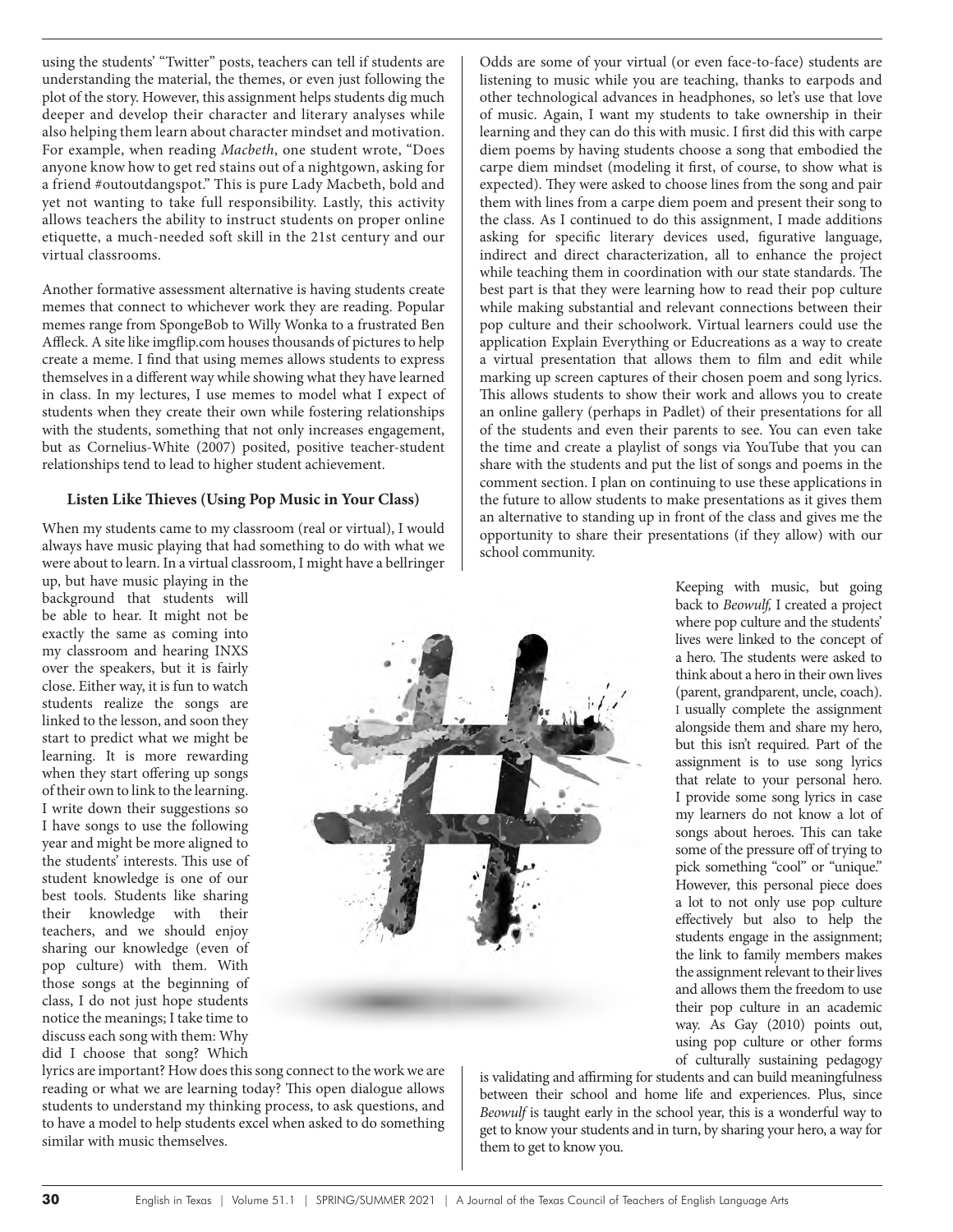using the students' "Twitter" posts, teachers can tell if students are understanding the material, the themes, or even just following the plot of the story. However, this assignment helps students dig much deeper and develop their character and literary analyses while also helping them learn about character mindset and motivation. For example, when reading *Macbeth*, one student wrote, "Does anyone know how to get red stains out of a nightgown, asking for a friend #outoutdangspot." This is pure Lady Macbeth, bold and yet not wanting to take full responsibility. Lastly, this activity allows teachers the ability to instruct students on proper online etiquette, a much-needed soft skill in the 21st century and our virtual classrooms.

Another formative assessment alternative is having students create memes that connect to whichever work they are reading. Popular memes range from SpongeBob to Willy Wonka to a frustrated Ben Affleck. A site like imgflip.com houses thousands of pictures to help create a meme. I find that using memes allows students to express themselves in a different way while showing what they have learned in class. In my lectures, I use memes to model what I expect of students when they create their own while fostering relationships with the students, something that not only increases engagement, but as Cornelius-White (2007) posited, positive teacher-student relationships tend to lead to higher student achievement.

### Listen Like Thieves (Using Pop Music in Your Class)

When my students came to my classroom (real or virtual), I would always have music playing that had something to do with what we were about to learn. In a virtual classroom, I might have a bellringer up, but have music playing in the background that students will be able to hear. It might not be exactly the same as coming into my classroom and hearing INXS over the speakers, but it is fairly close. Either way, it is fun to watch students realize the songs are linked to the lesson, and soon they start to predict what we might be learning. It is more rewarding when they start offering up songs of their own to link to the learning. I write down their suggestions so I have songs to use the following year and might be more aligned to the students' interests. This use of student knowledge is one of our best tools. Students like sharing their knowledge with their teachers, and we should enjoy sharing our knowledge (even of pop culture) with them. With those songs at the beginning of class, I do not just hope students notice the meanings; I take time to discuss each song with them: Why did I choose that song? Which lyrics are important? How does this song connect to the work we are reading or what we are learning today? This open dialogue allows students to understand my thinking process, to ask questions, and to have a model to help students excel when asked to do something similar with music themselves.

Odds are some of your virtual (or even face-to-face) students are listening to music while you are teaching, thanks to earpods and other technological advances in headphones, so let's use that love of music. Again, I want my students to take ownership in their learning and they can do this with music. I first did this with carpe diem poems by having students choose a song that embodied the carpe diem mindset (modeling it first, of course, to show what is expected). They were asked to choose lines from the song and pair them with lines from a carpe diem poem and present their song to the class. As I continued to do this assignment, I made additions asking for specific literary devices used, figurative language, indirect and direct characterization, all to enhance the project while teaching them in coordination with our state standards. The best part is that they were learning how to read their pop culture while making substantial and relevant connections between their pop culture and their schoolwork. Virtual learners could use the application Explain Everything or Educreations as a way to create a virtual presentation that allows them to film and edit while marking up screen captures of their chosen poem and song lyrics. This allows students to show their work and allows you to create an online gallery (perhaps in Padlet) of their presentations for all of the students and even their parents to see. You can even take the time and create a playlist of songs via YouTube that you can share with the students and put the list of songs and poems in the comment section. I plan on continuing to use these applications in the future to allow students to make presentations as it gives them an alternative to standing up in front of the class and gives me the opportunity to share their presentations (if they allow) with our school community.

Keeping with music, but going back to *Beowulf,* I created a project where pop culture and the students' lives were linked to the concept of a hero. The students were asked to think about a hero in their own lives (parent, grandparent, uncle, coach). I usually complete the assignment alongside them and share my hero, but this isn't required. Part of the assignment is to use song lyrics that relate to your personal hero. I provide some song lyrics in case my learners do not know a lot of songs about heroes. This can take some of the pressure off of trying to pick something "cool" or "unique." However, this personal piece does a lot to not only use pop culture effectively but also to help the students engage in the assignment; the link to family members makes the assignment relevant to their lives and allows them the freedom to use their pop culture in an academic way. As Gay (2010) points out, using pop culture or other forms of culturally sustaining pedagogy is validating and affirming for students and can build meaningfulness between their school and home life and experiences. Plus, since *Beowulf* is taught early in the school year, this is a wonderful way to get to know your students and in turn, by sharing your hero, a way for them to get to know you.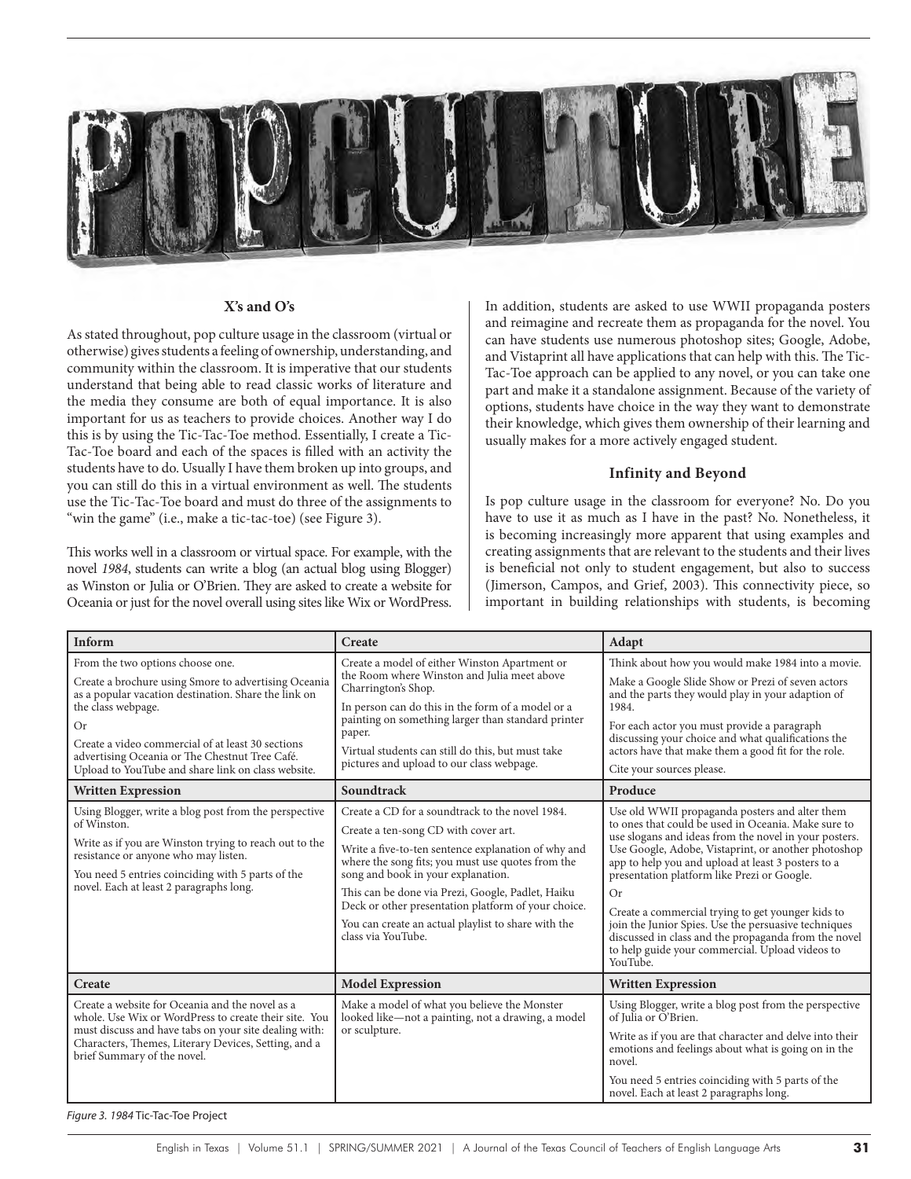### X's and O's

As stated throughout, pop culture usage in the classroom (virtual or otherwise) gives students a feeling of ownership, understanding, and community within the classroom. It is imperative that our students understand that being able to read classic works of literature and the media they consume are both of equal importance. It is also important for us as teachers to provide choices. Another way I do this is by using the Tic-Tac-Toe method. Essentially, I create a Tic-Tac-Toe board and each of the spaces is filled with an activity the students have to do. Usually I have them broken up into groups, and you can still do this in a virtual environment as well. The students use the Tic-Tac-Toe board and must do three of the assignments to "win the game" (i.e., make a tic-tac-toe) (see Figure 3).

This works well in a classroom or virtual space. For example, with the novel *1984*, students can write a blog (an actual blog using Blogger) as Winston or Julia or O'Brien. They are asked to create a website for Oceania or just for the novel overall using sites like Wix or WordPress. In addition, students are asked to use WWII propaganda posters and reimagine and recreate them as propaganda for the novel. You can have students use numerous photoshop sites; Google, Adobe, and Vistaprint all have applications that can help with this. The Tic-Tac-Toe approach can be applied to any novel, or you can take one part and make it a standalone assignment. Because of the variety of options, students have choice in the way they want to demonstrate their knowledge, which gives them ownership of their learning and usually makes for a more actively engaged student.

### Infinity and Beyond

Is pop culture usage in the classroom for everyone? No. Do you have to use it as much as I have in the past? No. Nonetheless, it is becoming increasingly more apparent that using examples and creating assignments that are relevant to the students and their lives is beneficial not only to student engagement, but also to success (Jimerson, Campos, and Grief, 2003). This connectivity piece, so important in building relationships with students, is becoming

| **Inform** | **Create** | **Adapt** |
| --- | --- | --- |
| From the two options choose one.<br>Create a brochure using Smore to advertising Oceania as a popular vacation destination. Share the link on the class webpage.<br>Or<br>Create a video commercial of at least 30 sections advertising Oceania or The Chestnut Tree Café. Upload to YouTube and share link on class website. | Create a model of either Winston Apartment or the Room where Winston and Julia meet above Charrington's Shop.<br>In person can do this in the form of a model or a painting on something larger than standard printer paper.<br>Virtual students can still do this, but must take pictures and upload to our class webpage. | Think about how you would make 1984 into a movie.<br>Make a Google Slide Show or Prezi of seven actors and the parts they would play in your adaption of 1984.<br>For each actor you must provide a paragraph discussing your choice and what qualifications the actors have that make them a good fit for the role.<br>Cite your sources please. |
| **Written Expression** | **Soundtrack** | **Produce** |
| Using Blogger, write a blog post from the perspective of Winston.<br>Write as if you are Winston trying to reach out to the resistance or anyone who may listen.<br>You need 5 entries coinciding with 5 parts of the novel. Each at least 2 paragraphs long. | Create a CD for a soundtrack to the novel 1984.<br>Create a ten-song CD with cover art.<br>Write a five-to-ten sentence explanation of why and where the song fits; you must use quotes from the song and book in your explanation.<br>This can be done via Prezi, Google, Padlet, Haiku Deck or other presentation platform of your choice.<br>You can create an actual playlist to share with the class via YouTube. | Use old WWII propaganda posters and alter them to ones that could be used in Oceania. Make sure to use slogans and ideas from the novel in your posters. Use Google, Adobe, Vistaprint, or another photoshop app to help you and upload at least 3 posters to a presentation platform like Prezi or Google.<br>Or<br>Create a commercial trying to get younger kids to join the Junior Spies. Use the persuasive techniques discussed in class and the propaganda from the novel to help guide your commercial. Upload videos to YouTube. |
| **Create** | **Model Expression** | **Written Expression** |
| Create a website for Oceania and the novel as a whole. Use Wix or WordPress to create their site. You must discuss and have tabs on your site dealing with: Characters, Themes, Literary Devices, Setting, and a brief Summary of the novel. | Make a model of what you believe the Monster looked like—not a painting, not a drawing, a model or sculpture. | Using Blogger, write a blog post from the perspective of Julia or O'Brien.<br>Write as if you are that character and delve into their emotions and feelings about what is going on in the novel.<br>You need 5 entries coinciding with 5 parts of the novel. Each at least 2 paragraphs long. |

*Figure 3. 1984* Tic-Tac-Toe Project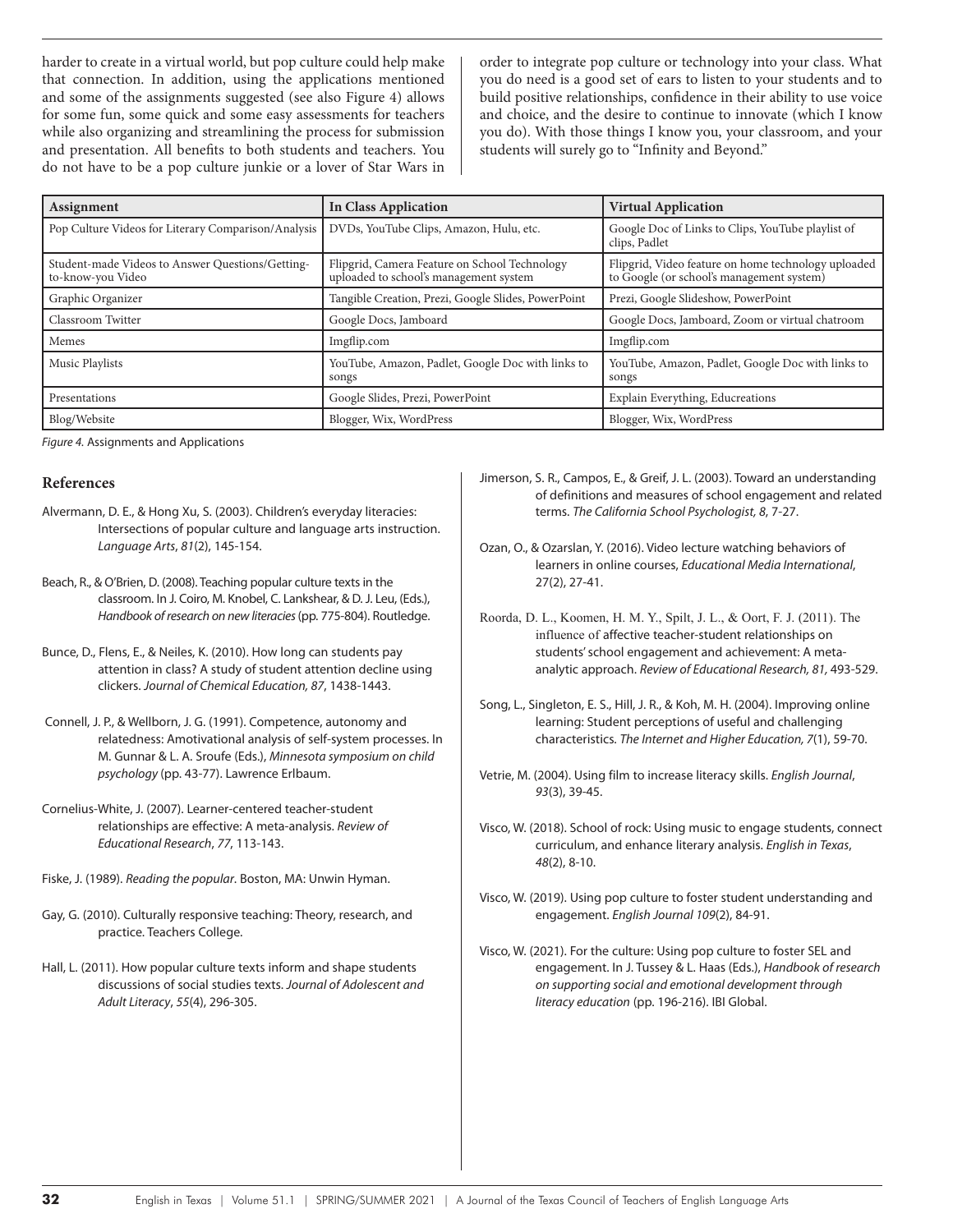harder to create in a virtual world, but pop culture could help make that connection. In addition, using the applications mentioned and some of the assignments suggested (see also Figure 4) allows for some fun, some quick and some easy assessments for teachers while also organizing and streamlining the process for submission and presentation. All benefits to both students and teachers. You do not have to be a pop culture junkie or a lover of Star Wars in order to integrate pop culture or technology into your class. What you do need is a good set of ears to listen to your students and to build positive relationships, confidence in their ability to use voice and choice, and the desire to continue to innovate (which I know you do). With those things I know you, your classroom, and your students will surely go to "Infinity and Beyond."

| Assignment | In Class Application | Virtual Application |
|---|---|---|
| Pop Culture Videos for Literary Comparison/Analysis | DVDs, YouTube Clips, Amazon, Hulu, etc. | Google Doc of Links to Clips, YouTube playlist of clips, Padlet |
| Student-made Videos to Answer Questions/Getting-to-know-you Video | Flipgrid, Camera Feature on School Technology uploaded to school's management system | Flipgrid, Video feature on home technology uploaded to Google (or school's management system) |
| Graphic Organizer | Tangible Creation, Prezi, Google Slides, PowerPoint | Prezi, Google Slideshow, PowerPoint |
| Classroom Twitter | Google Docs, Jamboard | Google Docs, Jamboard, Zoom or virtual chatroom |
| Memes | Imgflip.com | Imgflip.com |
| Music Playlists | YouTube, Amazon, Padlet, Google Doc with links to songs | YouTube, Amazon, Padlet, Google Doc with links to songs |
| Presentations | Google Slides, Prezi, PowerPoint | Explain Everything, Educreations |
| Blog/Website | Blogger, Wix, WordPress | Blogger, Wix, WordPress |

*Figure 4.* Assignments and Applications

## References

Alvermann, D. E., & Hong Xu, S. (2003). Children's everyday literacies: Intersections of popular culture and language arts instruction. *Language Arts*, *81*(2), 145-154.

Beach, R., & O'Brien, D. (2008). Teaching popular culture texts in the classroom. In J. Coiro, M. Knobel, C. Lankshear, & D. J. Leu, (Eds.), *Handbook of research on new literacies* (pp. 775-804). Routledge.

Bunce, D., Flens, E., & Neiles, K. (2010). How long can students pay attention in class? A study of student attention decline using clickers. *Journal of Chemical Education, 87*, 1438-1443.

Connell, J. P., & Wellborn, J. G. (1991). Competence, autonomy and relatedness: Amotivational analysis of self-system processes. In M. Gunnar & L. A. Sroufe (Eds.), *Minnesota symposium on child psychology* (pp. 43-77). Lawrence Erlbaum.

Cornelius-White, J. (2007). Learner-centered teacher-student relationships are effective: A meta-analysis. *Review of Educational Research*, *77*, 113-143.

Fiske, J. (1989). *Reading the popular*. Boston, MA: Unwin Hyman.

Gay, G. (2010). Culturally responsive teaching: Theory, research, and practice. Teachers College.

Hall, L. (2011). How popular culture texts inform and shape students discussions of social studies texts. *Journal of Adolescent and Adult Literacy*, *55*(4), 296-305.

Jimerson, S. R., Campos, E., & Greif, J. L. (2003). Toward an understanding of definitions and measures of school engagement and related terms. *The California School Psychologist, 8*, 7-27.

Ozan, O., & Ozarslan, Y. (2016). Video lecture watching behaviors of learners in online courses, *Educational Media International*, 27(2), 27-41.

Roorda, D. L., Koomen, H. M. Y., Spilt, J. L., & Oort, F. J. (2011). The influence of affective teacher-student relationships on students' school engagement and achievement: A meta-analytic approach. *Review of Educational Research, 81*, 493-529.

Song, L., Singleton, E. S., Hill, J. R., & Koh, M. H. (2004). Improving online learning: Student perceptions of useful and challenging characteristics. *The Internet and Higher Education, 7*(1), 59-70.

Vetrie, M. (2004). Using film to increase literacy skills. *English Journal*, *93*(3), 39-45.

Visco, W. (2018). School of rock: Using music to engage students, connect curriculum, and enhance literary analysis. *English in Texas*, *48*(2), 8-10.

Visco, W. (2019). Using pop culture to foster student understanding and engagement. *English Journal 109*(2), 84-91.

Visco, W. (2021). For the culture: Using pop culture to foster SEL and engagement. In J. Tussey & L. Haas (Eds.), *Handbook of research on supporting social and emotional development through literacy education* (pp. 196-216). IBI Global.